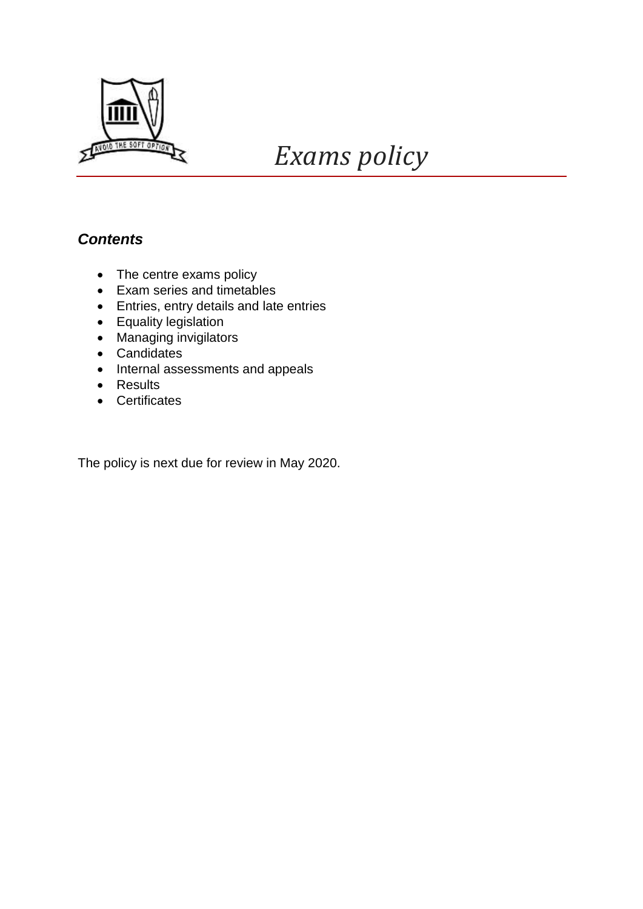# *Exams policy*

### ***Contents***

- The centre exams policy
- Exam series and timetables
- Entries, entry details and late entries
- Equality legislation
- Managing invigilators
- Candidates
- Internal assessments and appeals
- Results
- Certificates

The policy is next due for review in May 2020.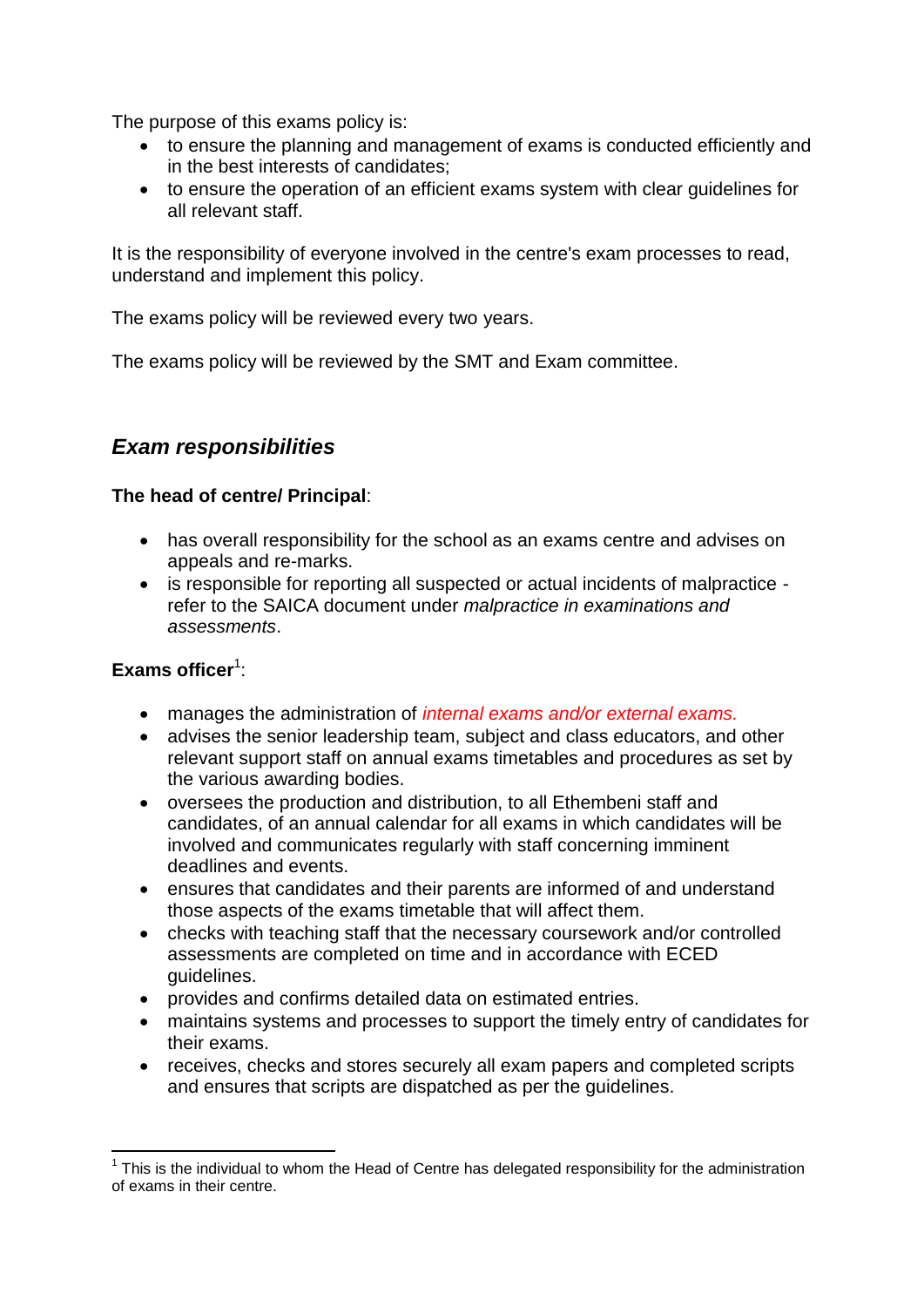The purpose of this exams policy is:

- to ensure the planning and management of exams is conducted efficiently and in the best interests of candidates;
- to ensure the operation of an efficient exams system with clear guidelines for all relevant staff.

It is the responsibility of everyone involved in the centre's exam processes to read, understand and implement this policy.

The exams policy will be reviewed every two years.

The exams policy will be reviewed by the SMT and Exam committee.

## *Exam responsibilities*

**The head of centre/ Principal**:

- has overall responsibility for the school as an exams centre and advises on appeals and re-marks.
- is responsible for reporting all suspected or actual incidents of malpractice - refer to the SAICA document under *malpractice in examinations and assessments*.

**Exams officer**[1]:

- manages the administration of *internal exams and/or external exams.*
- advises the senior leadership team, subject and class educators, and other relevant support staff on annual exams timetables and procedures as set by the various awarding bodies.
- oversees the production and distribution, to all Ethembeni staff and candidates, of an annual calendar for all exams in which candidates will be involved and communicates regularly with staff concerning imminent deadlines and events.
- ensures that candidates and their parents are informed of and understand those aspects of the exams timetable that will affect them.
- checks with teaching staff that the necessary coursework and/or controlled assessments are completed on time and in accordance with ECED guidelines.
- provides and confirms detailed data on estimated entries.
- maintains systems and processes to support the timely entry of candidates for their exams.
- receives, checks and stores securely all exam papers and completed scripts and ensures that scripts are dispatched as per the guidelines.

---

[1] This is the individual to whom the Head of Centre has delegated responsibility for the administration of exams in their centre.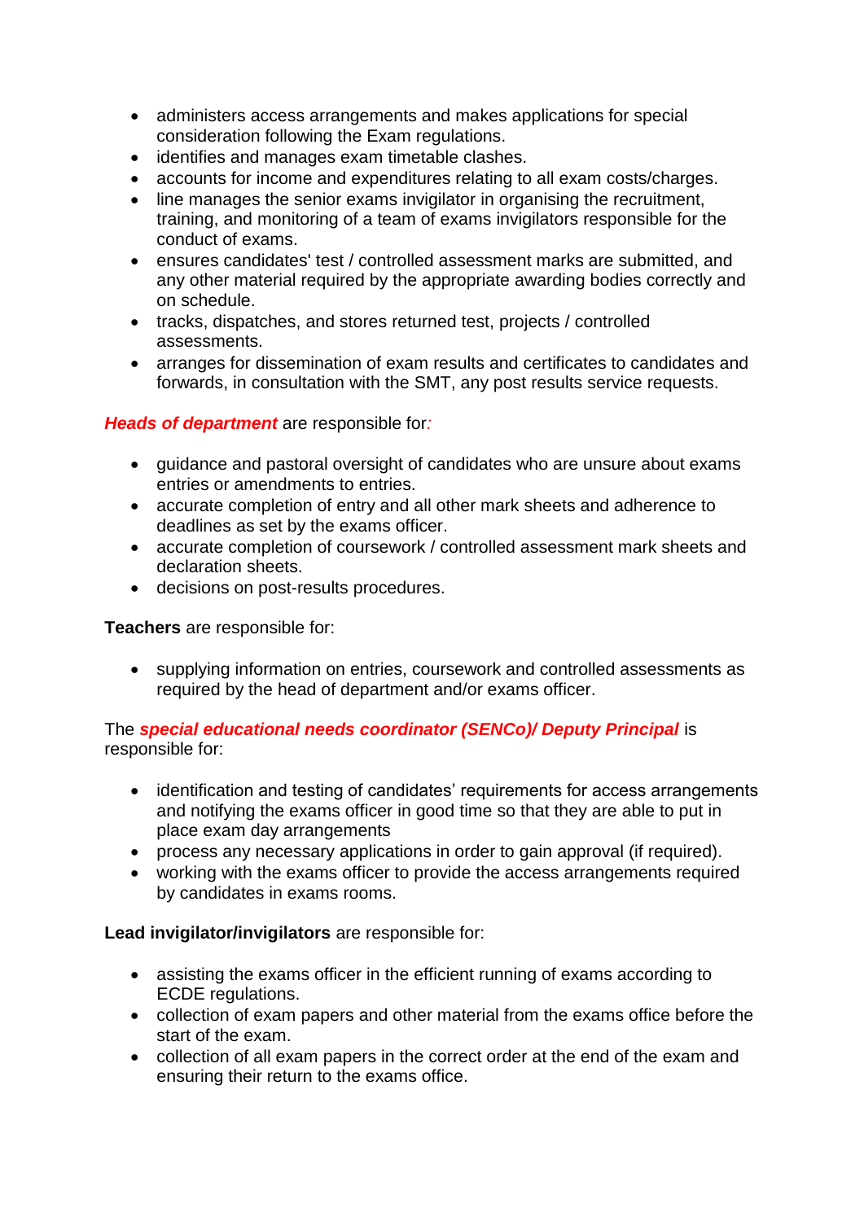- administers access arrangements and makes applications for special consideration following the Exam regulations.
- identifies and manages exam timetable clashes.
- accounts for income and expenditures relating to all exam costs/charges.
- line manages the senior exams invigilator in organising the recruitment, training, and monitoring of a team of exams invigilators responsible for the conduct of exams.
- ensures candidates' test / controlled assessment marks are submitted, and any other material required by the appropriate awarding bodies correctly and on schedule.
- tracks, dispatches, and stores returned test, projects / controlled assessments.
- arranges for dissemination of exam results and certificates to candidates and forwards, in consultation with the SMT, any post results service requests.

***Heads of department*** are responsible for*:*

- guidance and pastoral oversight of candidates who are unsure about exams entries or amendments to entries.
- accurate completion of entry and all other mark sheets and adherence to deadlines as set by the exams officer.
- accurate completion of coursework / controlled assessment mark sheets and declaration sheets.
- decisions on post-results procedures.

**Teachers** are responsible for:

- supplying information on entries, coursework and controlled assessments as required by the head of department and/or exams officer.

The ***special educational needs coordinator (SENCo)/ Deputy Principal*** is responsible for:

- identification and testing of candidates' requirements for access arrangements and notifying the exams officer in good time so that they are able to put in place exam day arrangements
- process any necessary applications in order to gain approval (if required).
- working with the exams officer to provide the access arrangements required by candidates in exams rooms.

**Lead invigilator/invigilators** are responsible for:

- assisting the exams officer in the efficient running of exams according to ECDE regulations.
- collection of exam papers and other material from the exams office before the start of the exam.
- collection of all exam papers in the correct order at the end of the exam and ensuring their return to the exams office.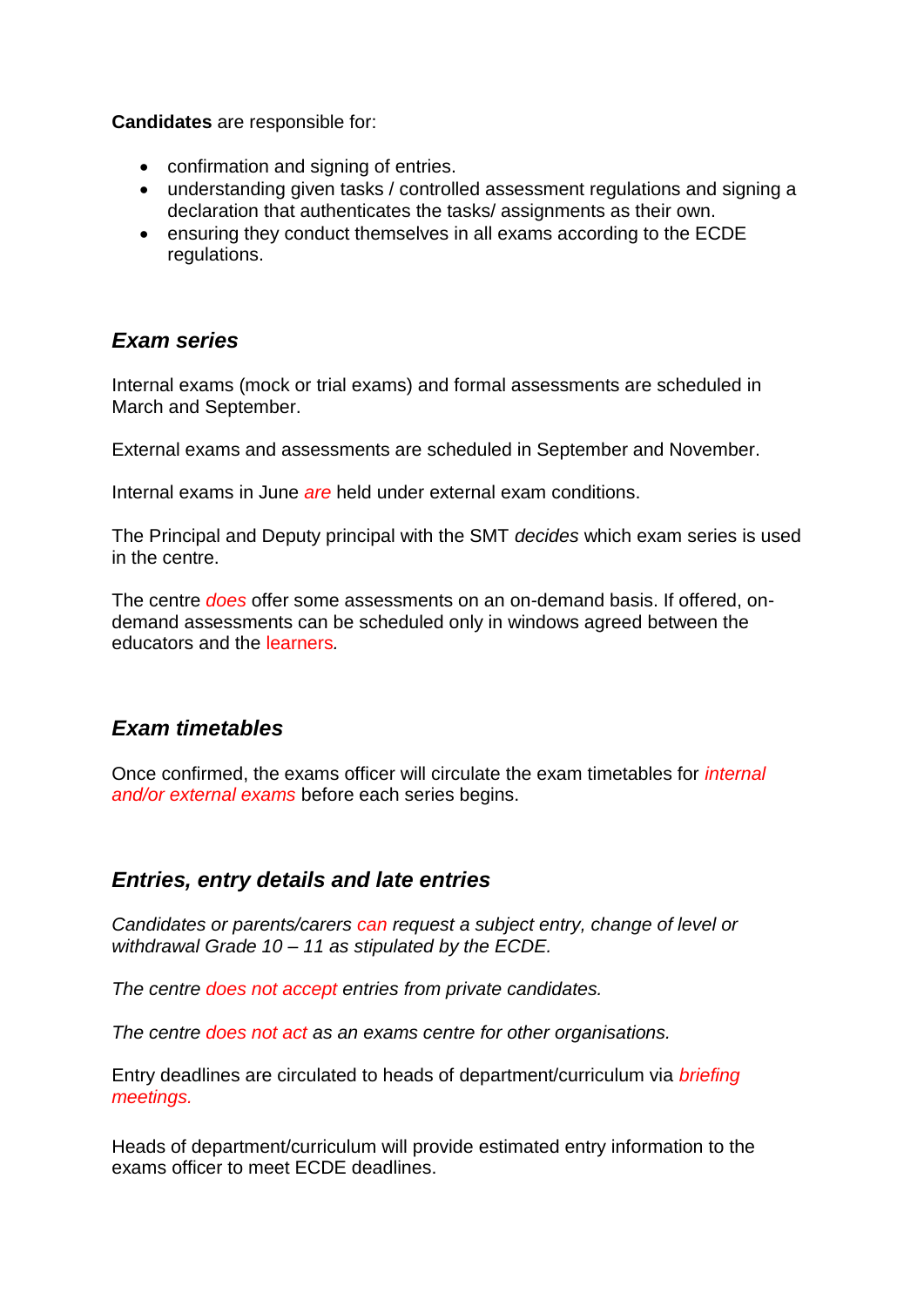**Candidates** are responsible for:

- confirmation and signing of entries.
- understanding given tasks / controlled assessment regulations and signing a declaration that authenticates the tasks/ assignments as their own.
- ensuring they conduct themselves in all exams according to the ECDE regulations.

## *Exam series*

Internal exams (mock or trial exams) and formal assessments are scheduled in March and September.

External exams and assessments are scheduled in September and November.

Internal exams in June *are* held under external exam conditions.

The Principal and Deputy principal with the SMT *decides* which exam series is used in the centre.

The centre *does* offer some assessments on an on-demand basis. If offered, on-demand assessments can be scheduled only in windows agreed between the educators and the learners.

## *Exam timetables*

Once confirmed, the exams officer will circulate the exam timetables for *internal and/or external exams* before each series begins.

## *Entries, entry details and late entries*

*Candidates or parents/carers can request a subject entry, change of level or withdrawal Grade 10 – 11 as stipulated by the ECDE.*

*The centre does not accept entries from private candidates.*

*The centre does not act as an exams centre for other organisations.*

Entry deadlines are circulated to heads of department/curriculum via *briefing meetings.*

Heads of department/curriculum will provide estimated entry information to the exams officer to meet ECDE deadlines.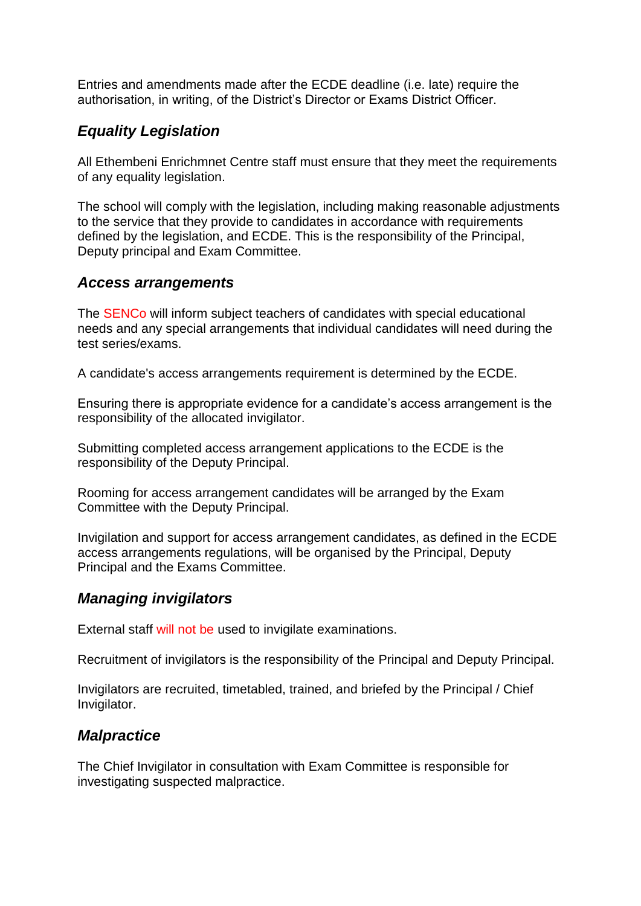Entries and amendments made after the ECDE deadline (i.e. late) require the authorisation, in writing, of the District's Director or Exams District Officer.

## *Equality Legislation*

All Ethembeni Enrichmnet Centre staff must ensure that they meet the requirements of any equality legislation.

The school will comply with the legislation, including making reasonable adjustments to the service that they provide to candidates in accordance with requirements defined by the legislation, and ECDE. This is the responsibility of the Principal, Deputy principal and Exam Committee.

## *Access arrangements*

The SENCo will inform subject teachers of candidates with special educational needs and any special arrangements that individual candidates will need during the test series/exams.

A candidate's access arrangements requirement is determined by the ECDE.

Ensuring there is appropriate evidence for a candidate's access arrangement is the responsibility of the allocated invigilator.

Submitting completed access arrangement applications to the ECDE is the responsibility of the Deputy Principal.

Rooming for access arrangement candidates will be arranged by the Exam Committee with the Deputy Principal.

Invigilation and support for access arrangement candidates, as defined in the ECDE access arrangements regulations, will be organised by the Principal, Deputy Principal and the Exams Committee.

## *Managing invigilators*

External staff will not be used to invigilate examinations.

Recruitment of invigilators is the responsibility of the Principal and Deputy Principal.

Invigilators are recruited, timetabled, trained, and briefed by the Principal / Chief Invigilator.

## *Malpractice*

The Chief Invigilator in consultation with Exam Committee is responsible for investigating suspected malpractice.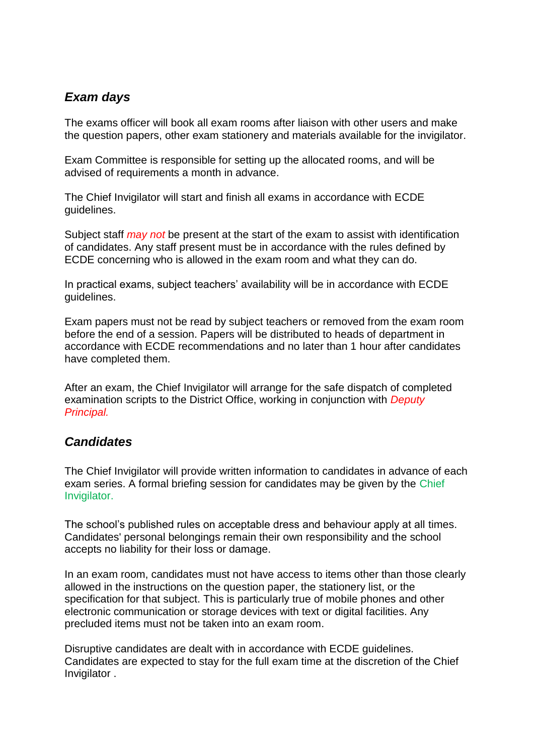## *Exam days*

The exams officer will book all exam rooms after liaison with other users and make the question papers, other exam stationery and materials available for the invigilator.

Exam Committee is responsible for setting up the allocated rooms, and will be advised of requirements a month in advance.

The Chief Invigilator will start and finish all exams in accordance with ECDE guidelines.

Subject staff *may not* be present at the start of the exam to assist with identification of candidates. Any staff present must be in accordance with the rules defined by ECDE concerning who is allowed in the exam room and what they can do.

In practical exams, subject teachers' availability will be in accordance with ECDE guidelines.

Exam papers must not be read by subject teachers or removed from the exam room before the end of a session. Papers will be distributed to heads of department in accordance with ECDE recommendations and no later than 1 hour after candidates have completed them.

After an exam, the Chief Invigilator will arrange for the safe dispatch of completed examination scripts to the District Office, working in conjunction with *Deputy Principal.*

## *Candidates*

The Chief Invigilator will provide written information to candidates in advance of each exam series. A formal briefing session for candidates may be given by the Chief Invigilator.

The school's published rules on acceptable dress and behaviour apply at all times. Candidates' personal belongings remain their own responsibility and the school accepts no liability for their loss or damage.

In an exam room, candidates must not have access to items other than those clearly allowed in the instructions on the question paper, the stationery list, or the specification for that subject. This is particularly true of mobile phones and other electronic communication or storage devices with text or digital facilities. Any precluded items must not be taken into an exam room.

Disruptive candidates are dealt with in accordance with ECDE guidelines. Candidates are expected to stay for the full exam time at the discretion of the Chief Invigilator .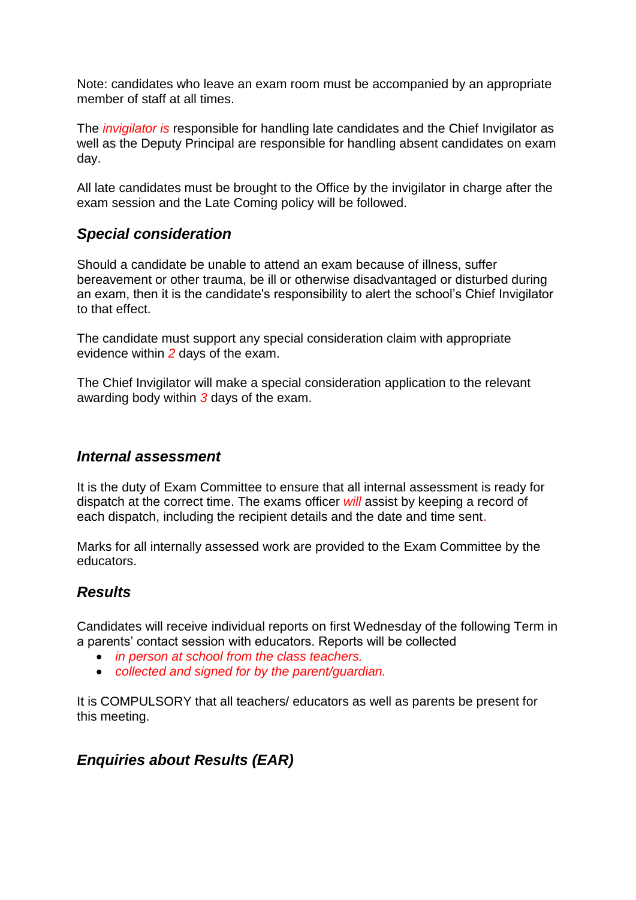Note: candidates who leave an exam room must be accompanied by an appropriate member of staff at all times.

The *invigilator is* responsible for handling late candidates and the Chief Invigilator as well as the Deputy Principal are responsible for handling absent candidates on exam day.

All late candidates must be brought to the Office by the invigilator in charge after the exam session and the Late Coming policy will be followed.

### *Special consideration*

Should a candidate be unable to attend an exam because of illness, suffer bereavement or other trauma, be ill or otherwise disadvantaged or disturbed during an exam, then it is the candidate's responsibility to alert the school's Chief Invigilator to that effect.

The candidate must support any special consideration claim with appropriate evidence within *2* days of the exam.

The Chief Invigilator will make a special consideration application to the relevant awarding body within *3* days of the exam.

### *Internal assessment*

It is the duty of Exam Committee to ensure that all internal assessment is ready for dispatch at the correct time. The exams officer *will* assist by keeping a record of each dispatch, including the recipient details and the date and time sent.

Marks for all internally assessed work are provided to the Exam Committee by the educators.

### *Results*

Candidates will receive individual reports on first Wednesday of the following Term in a parents' contact session with educators. Reports will be collected

- *in person at school from the class teachers.*
- *collected and signed for by the parent/guardian.*

It is COMPULSORY that all teachers/ educators as well as parents be present for this meeting.

### *Enquiries about Results (EAR)*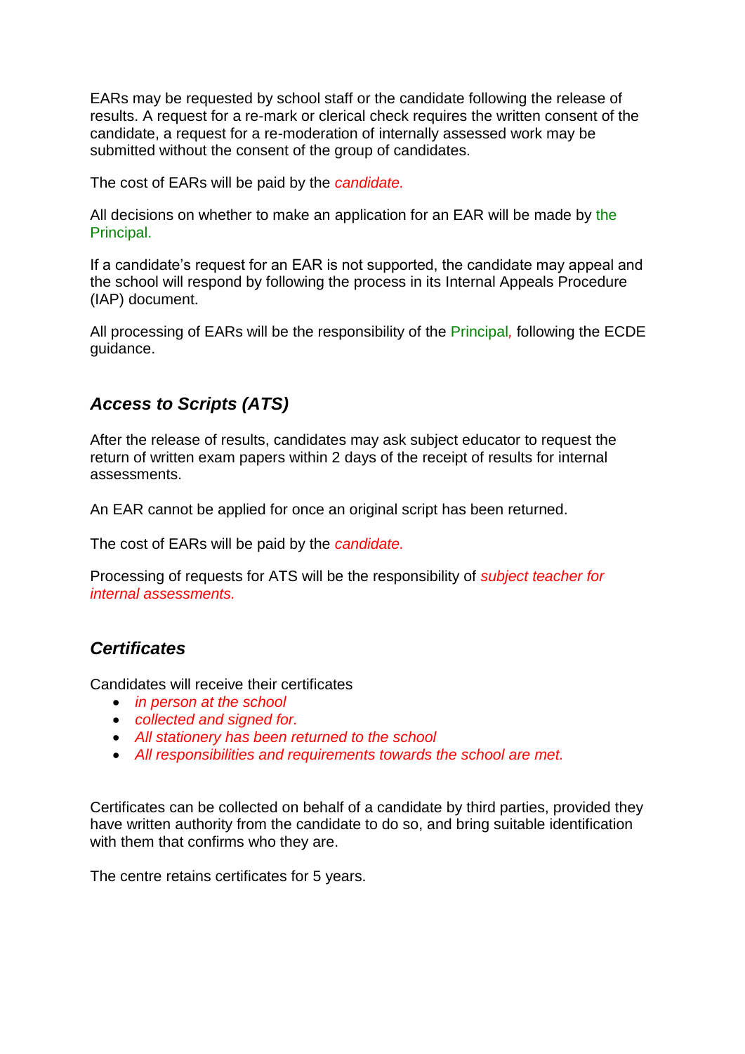EARs may be requested by school staff or the candidate following the release of results. A request for a re-mark or clerical check requires the written consent of the candidate, a request for a re-moderation of internally assessed work may be submitted without the consent of the group of candidates.

The cost of EARs will be paid by the *candidate.*

All decisions on whether to make an application for an EAR will be made by the Principal.

If a candidate's request for an EAR is not supported, the candidate may appeal and the school will respond by following the process in its Internal Appeals Procedure (IAP) document.

All processing of EARs will be the responsibility of the Principal, following the ECDE guidance.

### *Access to Scripts (ATS)*

After the release of results, candidates may ask subject educator to request the return of written exam papers within 2 days of the receipt of results for internal assessments.

An EAR cannot be applied for once an original script has been returned.

The cost of EARs will be paid by the *candidate.*

Processing of requests for ATS will be the responsibility of *subject teacher for internal assessments.*

### *Certificates*

Candidates will receive their certificates

- *in person at the school*
- *collected and signed for.*
- *All stationery has been returned to the school*
- *All responsibilities and requirements towards the school are met.*

Certificates can be collected on behalf of a candidate by third parties, provided they have written authority from the candidate to do so, and bring suitable identification with them that confirms who they are.

The centre retains certificates for 5 years.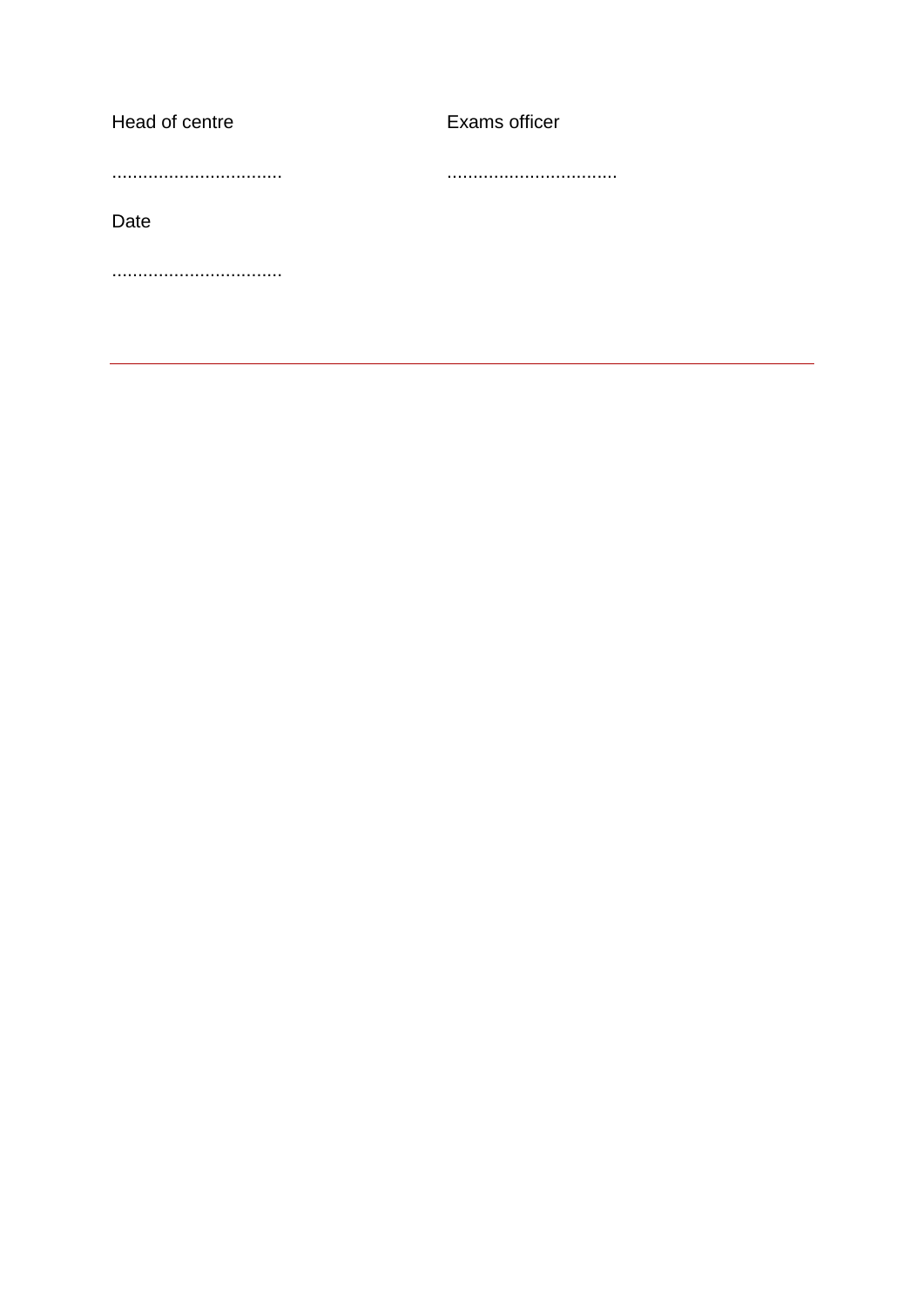Head of centre

.................................

Exams officer

.................................

Date

.................................

---